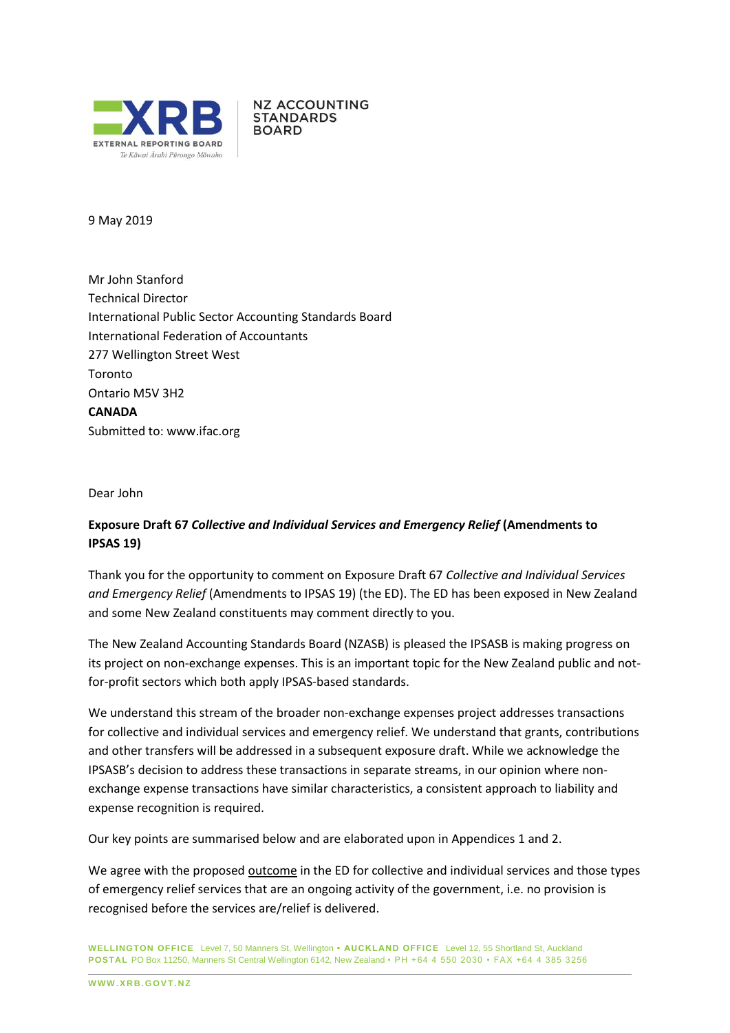NZ ACCOUNTING STANDARDS BOARD

9 May 2019

Mr John Stanford
Technical Director
International Public Sector Accounting Standards Board
International Federation of Accountants
277 Wellington Street West
Toronto
Ontario M5V 3H2
**CANADA**
Submitted to: www.ifac.org

Dear John

**Exposure Draft 67 *Collective and Individual Services and Emergency Relief* (Amendments to IPSAS 19)**

Thank you for the opportunity to comment on Exposure Draft 67 *Collective and Individual Services and Emergency Relief* (Amendments to IPSAS 19) (the ED). The ED has been exposed in New Zealand and some New Zealand constituents may comment directly to you.

The New Zealand Accounting Standards Board (NZASB) is pleased the IPSASB is making progress on its project on non-exchange expenses. This is an important topic for the New Zealand public and not-for-profit sectors which both apply IPSAS-based standards.

We understand this stream of the broader non-exchange expenses project addresses transactions for collective and individual services and emergency relief. We understand that grants, contributions and other transfers will be addressed in a subsequent exposure draft. While we acknowledge the IPSASB's decision to address these transactions in separate streams, in our opinion where non-exchange expense transactions have similar characteristics, a consistent approach to liability and expense recognition is required.

Our key points are summarised below and are elaborated upon in Appendices 1 and 2.

We agree with the proposed <u>outcome</u> in the ED for collective and individual services and those types of emergency relief services that are an ongoing activity of the government, i.e. no provision is recognised before the services are/relief is delivered.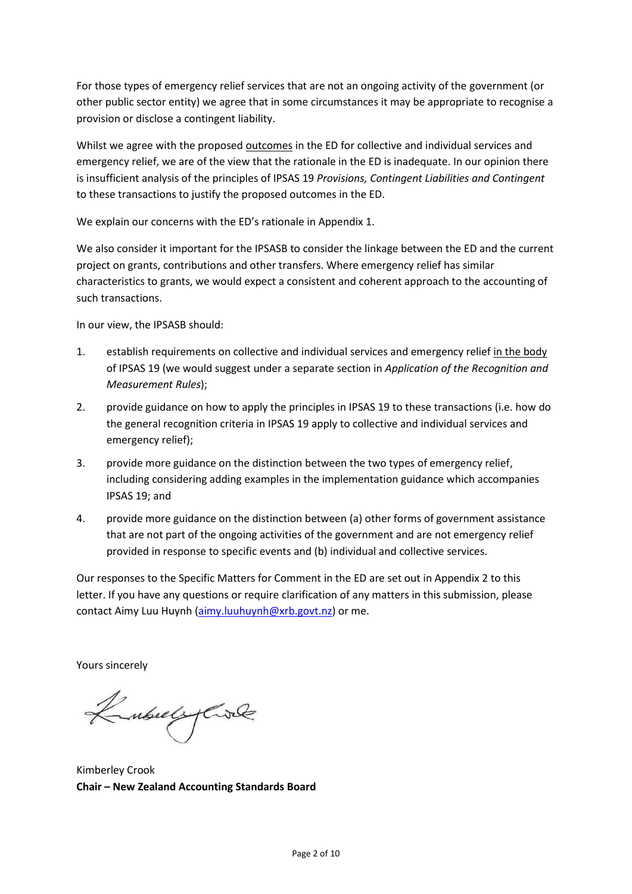For those types of emergency relief services that are not an ongoing activity of the government (or other public sector entity) we agree that in some circumstances it may be appropriate to recognise a provision or disclose a contingent liability.

Whilst we agree with the proposed outcomes in the ED for collective and individual services and emergency relief, we are of the view that the rationale in the ED is inadequate. In our opinion there is insufficient analysis of the principles of IPSAS 19 *Provisions, Contingent Liabilities and Contingent* to these transactions to justify the proposed outcomes in the ED.

We explain our concerns with the ED's rationale in Appendix 1.

We also consider it important for the IPSASB to consider the linkage between the ED and the current project on grants, contributions and other transfers. Where emergency relief has similar characteristics to grants, we would expect a consistent and coherent approach to the accounting of such transactions.

In our view, the IPSASB should:

1. establish requirements on collective and individual services and emergency relief in the body of IPSAS 19 (we would suggest under a separate section in *Application of the Recognition and Measurement Rules*);
2. provide guidance on how to apply the principles in IPSAS 19 to these transactions (i.e. how do the general recognition criteria in IPSAS 19 apply to collective and individual services and emergency relief);
3. provide more guidance on the distinction between the two types of emergency relief, including considering adding examples in the implementation guidance which accompanies IPSAS 19; and
4. provide more guidance on the distinction between (a) other forms of government assistance that are not part of the ongoing activities of the government and are not emergency relief provided in response to specific events and (b) individual and collective services.

Our responses to the Specific Matters for Comment in the ED are set out in Appendix 2 to this letter. If you have any questions or require clarification of any matters in this submission, please contact Aimy Luu Huynh (aimy.luuhuynh@xrb.govt.nz) or me.

Yours sincerely

Kimberley Crook
**Chair – New Zealand Accounting Standards Board**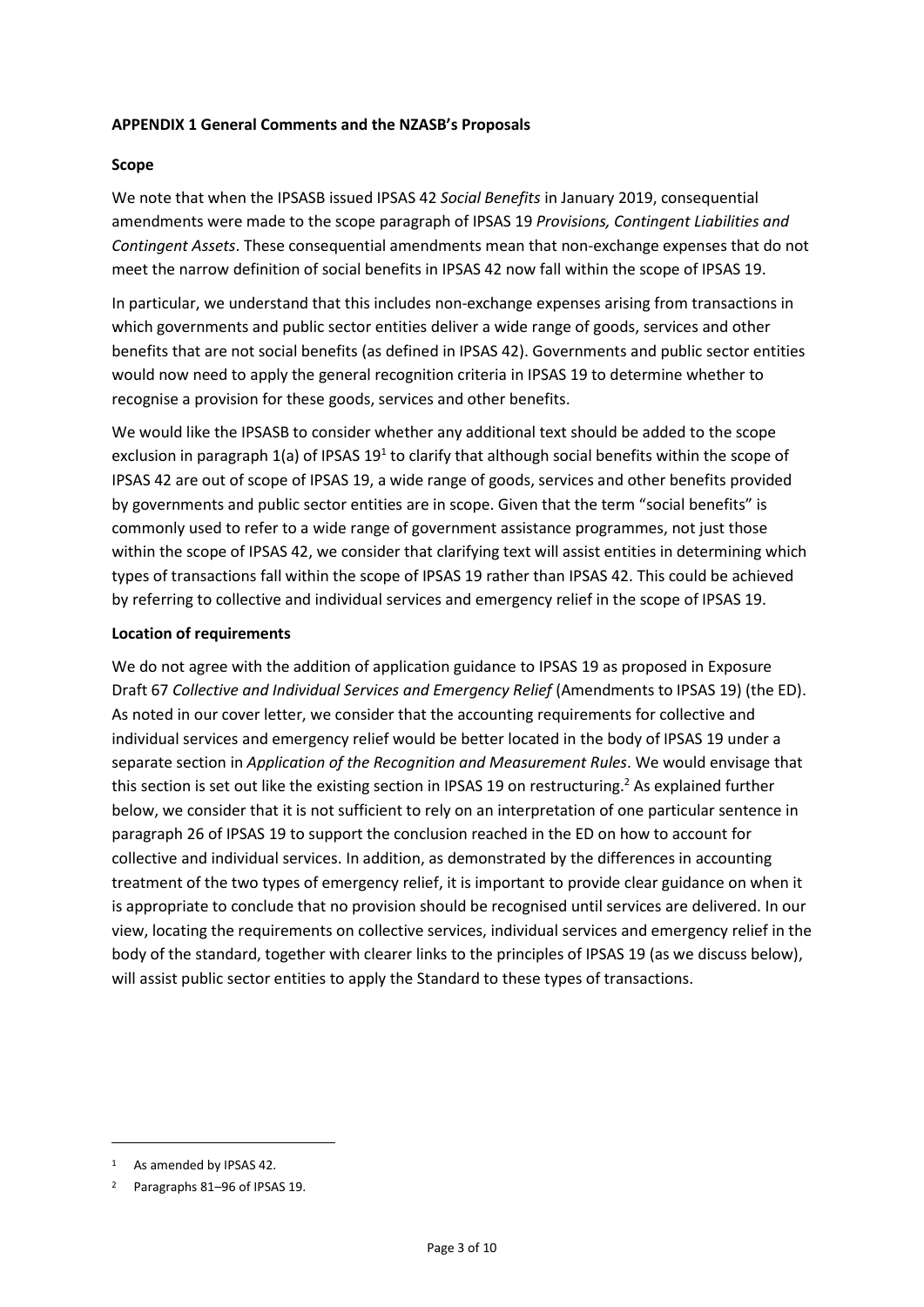**APPENDIX 1 General Comments and the NZASB's Proposals**

**Scope**

We note that when the IPSASB issued IPSAS 42 *Social Benefits* in January 2019, consequential amendments were made to the scope paragraph of IPSAS 19 *Provisions, Contingent Liabilities and Contingent Assets*. These consequential amendments mean that non-exchange expenses that do not meet the narrow definition of social benefits in IPSAS 42 now fall within the scope of IPSAS 19.

In particular, we understand that this includes non-exchange expenses arising from transactions in which governments and public sector entities deliver a wide range of goods, services and other benefits that are not social benefits (as defined in IPSAS 42). Governments and public sector entities would now need to apply the general recognition criteria in IPSAS 19 to determine whether to recognise a provision for these goods, services and other benefits.

We would like the IPSASB to consider whether any additional text should be added to the scope exclusion in paragraph 1(a) of IPSAS 19[1] to clarify that although social benefits within the scope of IPSAS 42 are out of scope of IPSAS 19, a wide range of goods, services and other benefits provided by governments and public sector entities are in scope. Given that the term "social benefits" is commonly used to refer to a wide range of government assistance programmes, not just those within the scope of IPSAS 42, we consider that clarifying text will assist entities in determining which types of transactions fall within the scope of IPSAS 19 rather than IPSAS 42. This could be achieved by referring to collective and individual services and emergency relief in the scope of IPSAS 19.

**Location of requirements**

We do not agree with the addition of application guidance to IPSAS 19 as proposed in Exposure Draft 67 *Collective and Individual Services and Emergency Relief* (Amendments to IPSAS 19) (the ED). As noted in our cover letter, we consider that the accounting requirements for collective and individual services and emergency relief would be better located in the body of IPSAS 19 under a separate section in *Application of the Recognition and Measurement Rules*. We would envisage that this section is set out like the existing section in IPSAS 19 on restructuring.[2] As explained further below, we consider that it is not sufficient to rely on an interpretation of one particular sentence in paragraph 26 of IPSAS 19 to support the conclusion reached in the ED on how to account for collective and individual services. In addition, as demonstrated by the differences in accounting treatment of the two types of emergency relief, it is important to provide clear guidance on when it is appropriate to conclude that no provision should be recognised until services are delivered. In our view, locating the requirements on collective services, individual services and emergency relief in the body of the standard, together with clearer links to the principles of IPSAS 19 (as we discuss below), will assist public sector entities to apply the Standard to these types of transactions.

---

[1] As amended by IPSAS 42.

[2] Paragraphs 81–96 of IPSAS 19.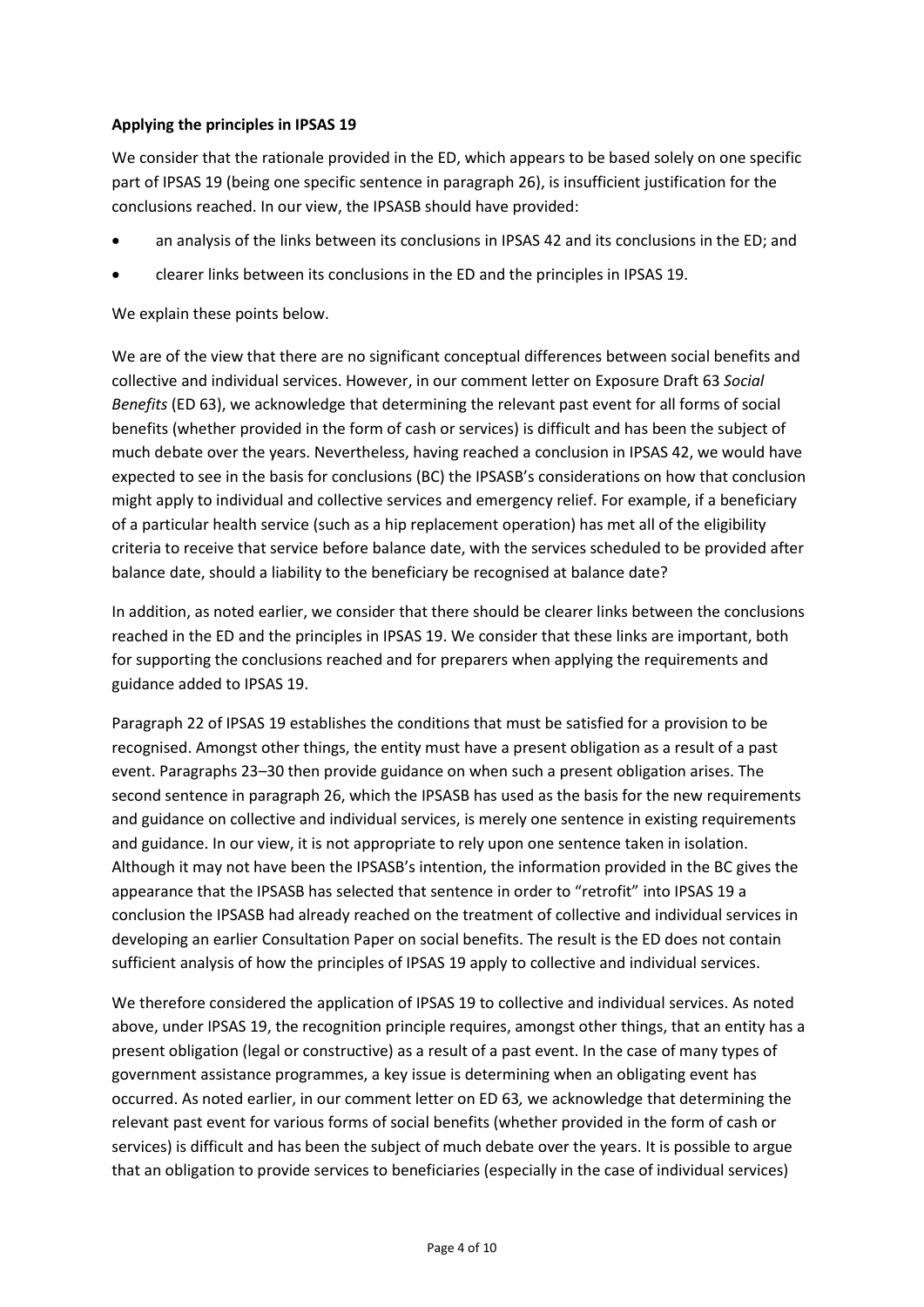**Applying the principles in IPSAS 19**

We consider that the rationale provided in the ED, which appears to be based solely on one specific part of IPSAS 19 (being one specific sentence in paragraph 26), is insufficient justification for the conclusions reached. In our view, the IPSASB should have provided:

- an analysis of the links between its conclusions in IPSAS 42 and its conclusions in the ED; and
- clearer links between its conclusions in the ED and the principles in IPSAS 19.

We explain these points below.

We are of the view that there are no significant conceptual differences between social benefits and collective and individual services. However, in our comment letter on Exposure Draft 63 *Social Benefits* (ED 63), we acknowledge that determining the relevant past event for all forms of social benefits (whether provided in the form of cash or services) is difficult and has been the subject of much debate over the years. Nevertheless, having reached a conclusion in IPSAS 42, we would have expected to see in the basis for conclusions (BC) the IPSASB's considerations on how that conclusion might apply to individual and collective services and emergency relief. For example, if a beneficiary of a particular health service (such as a hip replacement operation) has met all of the eligibility criteria to receive that service before balance date, with the services scheduled to be provided after balance date, should a liability to the beneficiary be recognised at balance date?

In addition, as noted earlier, we consider that there should be clearer links between the conclusions reached in the ED and the principles in IPSAS 19. We consider that these links are important, both for supporting the conclusions reached and for preparers when applying the requirements and guidance added to IPSAS 19.

Paragraph 22 of IPSAS 19 establishes the conditions that must be satisfied for a provision to be recognised. Amongst other things, the entity must have a present obligation as a result of a past event. Paragraphs 23–30 then provide guidance on when such a present obligation arises. The second sentence in paragraph 26, which the IPSASB has used as the basis for the new requirements and guidance on collective and individual services, is merely one sentence in existing requirements and guidance. In our view, it is not appropriate to rely upon one sentence taken in isolation. Although it may not have been the IPSASB's intention, the information provided in the BC gives the appearance that the IPSASB has selected that sentence in order to "retrofit" into IPSAS 19 a conclusion the IPSASB had already reached on the treatment of collective and individual services in developing an earlier Consultation Paper on social benefits. The result is the ED does not contain sufficient analysis of how the principles of IPSAS 19 apply to collective and individual services.

We therefore considered the application of IPSAS 19 to collective and individual services. As noted above, under IPSAS 19, the recognition principle requires, amongst other things, that an entity has a present obligation (legal or constructive) as a result of a past event. In the case of many types of government assistance programmes, a key issue is determining when an obligating event has occurred. As noted earlier, in our comment letter on ED 63*,* we acknowledge that determining the relevant past event for various forms of social benefits (whether provided in the form of cash or services) is difficult and has been the subject of much debate over the years. It is possible to argue that an obligation to provide services to beneficiaries (especially in the case of individual services)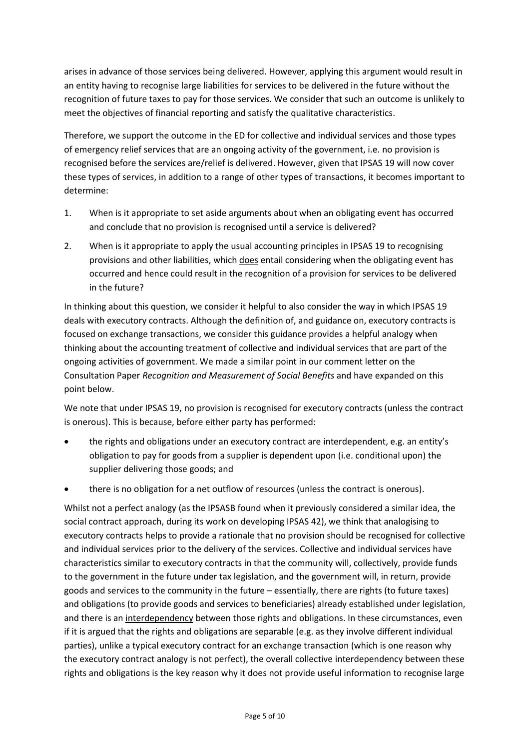arises in advance of those services being delivered. However, applying this argument would result in an entity having to recognise large liabilities for services to be delivered in the future without the recognition of future taxes to pay for those services. We consider that such an outcome is unlikely to meet the objectives of financial reporting and satisfy the qualitative characteristics.

Therefore, we support the outcome in the ED for collective and individual services and those types of emergency relief services that are an ongoing activity of the government, i.e. no provision is recognised before the services are/relief is delivered. However, given that IPSAS 19 will now cover these types of services, in addition to a range of other types of transactions, it becomes important to determine:

1. When is it appropriate to set aside arguments about when an obligating event has occurred and conclude that no provision is recognised until a service is delivered?
2. When is it appropriate to apply the usual accounting principles in IPSAS 19 to recognising provisions and other liabilities, which does entail considering when the obligating event has occurred and hence could result in the recognition of a provision for services to be delivered in the future?

In thinking about this question, we consider it helpful to also consider the way in which IPSAS 19 deals with executory contracts. Although the definition of, and guidance on, executory contracts is focused on exchange transactions, we consider this guidance provides a helpful analogy when thinking about the accounting treatment of collective and individual services that are part of the ongoing activities of government. We made a similar point in our comment letter on the Consultation Paper *Recognition and Measurement of Social Benefits* and have expanded on this point below.

We note that under IPSAS 19, no provision is recognised for executory contracts (unless the contract is onerous). This is because, before either party has performed:

- the rights and obligations under an executory contract are interdependent, e.g. an entity's obligation to pay for goods from a supplier is dependent upon (i.e. conditional upon) the supplier delivering those goods; and
- there is no obligation for a net outflow of resources (unless the contract is onerous).

Whilst not a perfect analogy (as the IPSASB found when it previously considered a similar idea, the social contract approach, during its work on developing IPSAS 42), we think that analogising to executory contracts helps to provide a rationale that no provision should be recognised for collective and individual services prior to the delivery of the services. Collective and individual services have characteristics similar to executory contracts in that the community will, collectively, provide funds to the government in the future under tax legislation, and the government will, in return, provide goods and services to the community in the future – essentially, there are rights (to future taxes) and obligations (to provide goods and services to beneficiaries) already established under legislation, and there is an interdependency between those rights and obligations. In these circumstances, even if it is argued that the rights and obligations are separable (e.g. as they involve different individual parties), unlike a typical executory contract for an exchange transaction (which is one reason why the executory contract analogy is not perfect), the overall collective interdependency between these rights and obligations is the key reason why it does not provide useful information to recognise large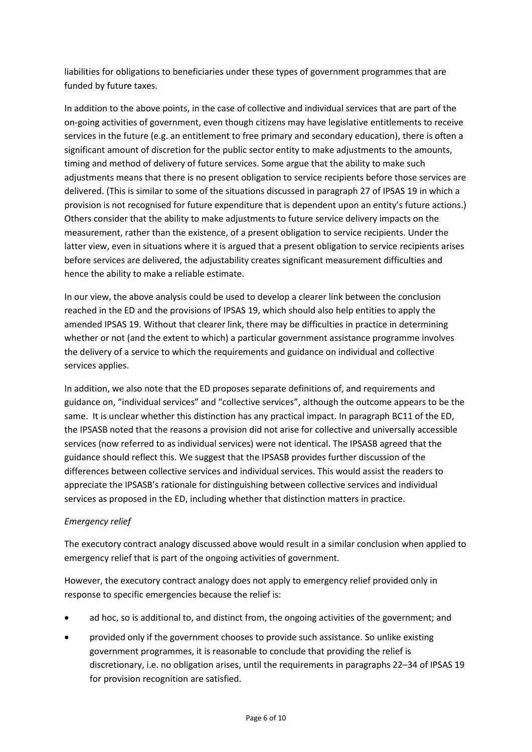liabilities for obligations to beneficiaries under these types of government programmes that are funded by future taxes.

In addition to the above points, in the case of collective and individual services that are part of the on-going activities of government, even though citizens may have legislative entitlements to receive services in the future (e.g. an entitlement to free primary and secondary education), there is often a significant amount of discretion for the public sector entity to make adjustments to the amounts, timing and method of delivery of future services. Some argue that the ability to make such adjustments means that there is no present obligation to service recipients before those services are delivered. (This is similar to some of the situations discussed in paragraph 27 of IPSAS 19 in which a provision is not recognised for future expenditure that is dependent upon an entity's future actions.) Others consider that the ability to make adjustments to future service delivery impacts on the measurement, rather than the existence, of a present obligation to service recipients. Under the latter view, even in situations where it is argued that a present obligation to service recipients arises before services are delivered, the adjustability creates significant measurement difficulties and hence the ability to make a reliable estimate.

In our view, the above analysis could be used to develop a clearer link between the conclusion reached in the ED and the provisions of IPSAS 19, which should also help entities to apply the amended IPSAS 19. Without that clearer link, there may be difficulties in practice in determining whether or not (and the extent to which) a particular government assistance programme involves the delivery of a service to which the requirements and guidance on individual and collective services applies.

In addition, we also note that the ED proposes separate definitions of, and requirements and guidance on, "individual services" and "collective services", although the outcome appears to be the same. It is unclear whether this distinction has any practical impact. In paragraph BC11 of the ED, the IPSASB noted that the reasons a provision did not arise for collective and universally accessible services (now referred to as individual services) were not identical. The IPSASB agreed that the guidance should reflect this. We suggest that the IPSASB provides further discussion of the differences between collective services and individual services. This would assist the readers to appreciate the IPSASB's rationale for distinguishing between collective services and individual services as proposed in the ED, including whether that distinction matters in practice.

*Emergency relief*

The executory contract analogy discussed above would result in a similar conclusion when applied to emergency relief that is part of the ongoing activities of government.

However, the executory contract analogy does not apply to emergency relief provided only in response to specific emergencies because the relief is:

- ad hoc, so is additional to, and distinct from, the ongoing activities of the government; and
- provided only if the government chooses to provide such assistance. So unlike existing government programmes, it is reasonable to conclude that providing the relief is discretionary, i.e. no obligation arises, until the requirements in paragraphs 22–34 of IPSAS 19 for provision recognition are satisfied.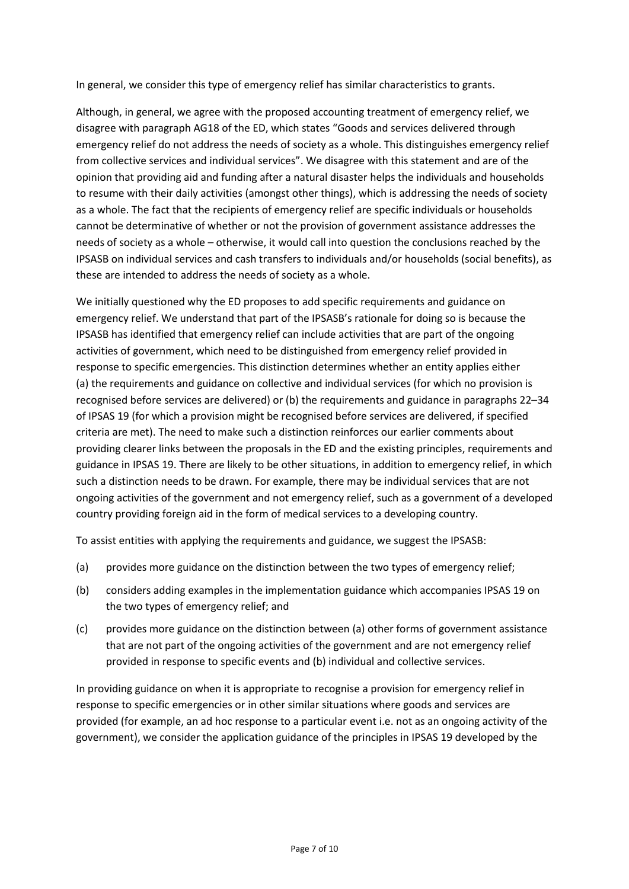In general, we consider this type of emergency relief has similar characteristics to grants.

Although, in general, we agree with the proposed accounting treatment of emergency relief, we disagree with paragraph AG18 of the ED, which states "Goods and services delivered through emergency relief do not address the needs of society as a whole. This distinguishes emergency relief from collective services and individual services". We disagree with this statement and are of the opinion that providing aid and funding after a natural disaster helps the individuals and households to resume with their daily activities (amongst other things), which is addressing the needs of society as a whole. The fact that the recipients of emergency relief are specific individuals or households cannot be determinative of whether or not the provision of government assistance addresses the needs of society as a whole – otherwise, it would call into question the conclusions reached by the IPSASB on individual services and cash transfers to individuals and/or households (social benefits), as these are intended to address the needs of society as a whole.

We initially questioned why the ED proposes to add specific requirements and guidance on emergency relief. We understand that part of the IPSASB's rationale for doing so is because the IPSASB has identified that emergency relief can include activities that are part of the ongoing activities of government, which need to be distinguished from emergency relief provided in response to specific emergencies. This distinction determines whether an entity applies either (a) the requirements and guidance on collective and individual services (for which no provision is recognised before services are delivered) or (b) the requirements and guidance in paragraphs 22–34 of IPSAS 19 (for which a provision might be recognised before services are delivered, if specified criteria are met). The need to make such a distinction reinforces our earlier comments about providing clearer links between the proposals in the ED and the existing principles, requirements and guidance in IPSAS 19. There are likely to be other situations, in addition to emergency relief, in which such a distinction needs to be drawn. For example, there may be individual services that are not ongoing activities of the government and not emergency relief, such as a government of a developed country providing foreign aid in the form of medical services to a developing country.

To assist entities with applying the requirements and guidance, we suggest the IPSASB:

(a) provides more guidance on the distinction between the two types of emergency relief;

(b) considers adding examples in the implementation guidance which accompanies IPSAS 19 on the two types of emergency relief; and

(c) provides more guidance on the distinction between (a) other forms of government assistance that are not part of the ongoing activities of the government and are not emergency relief provided in response to specific events and (b) individual and collective services.

In providing guidance on when it is appropriate to recognise a provision for emergency relief in response to specific emergencies or in other similar situations where goods and services are provided (for example, an ad hoc response to a particular event i.e. not as an ongoing activity of the government), we consider the application guidance of the principles in IPSAS 19 developed by the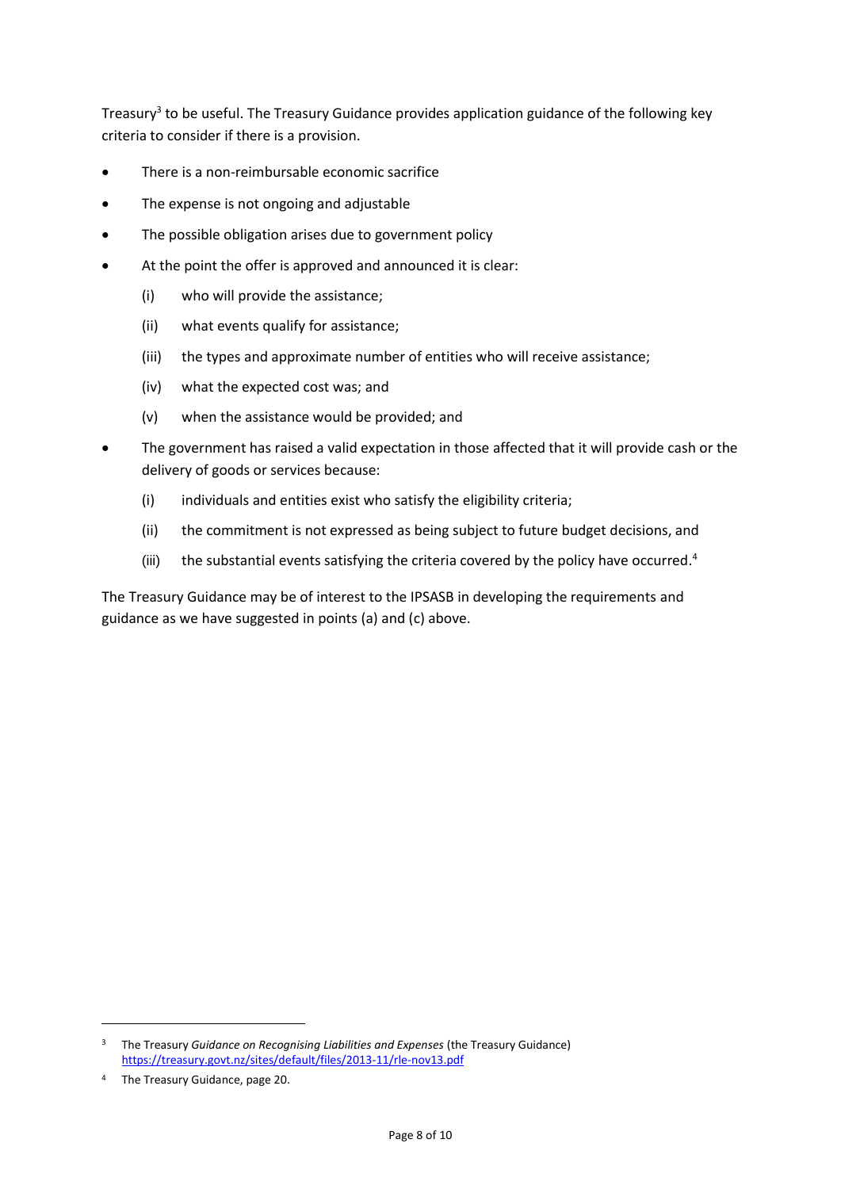Treasury[3] to be useful. The Treasury Guidance provides application guidance of the following key criteria to consider if there is a provision.

- There is a non-reimbursable economic sacrifice
- The expense is not ongoing and adjustable
- The possible obligation arises due to government policy
- At the point the offer is approved and announced it is clear:
  - (i) who will provide the assistance;
  - (ii) what events qualify for assistance;
  - (iii) the types and approximate number of entities who will receive assistance;
  - (iv) what the expected cost was; and
  - (v) when the assistance would be provided; and
- The government has raised a valid expectation in those affected that it will provide cash or the delivery of goods or services because:
  - (i) individuals and entities exist who satisfy the eligibility criteria;
  - (ii) the commitment is not expressed as being subject to future budget decisions, and
  - (iii) the substantial events satisfying the criteria covered by the policy have occurred.[4]

The Treasury Guidance may be of interest to the IPSASB in developing the requirements and guidance as we have suggested in points (a) and (c) above.

---

[3] The Treasury *Guidance on Recognising Liabilities and Expenses* (the Treasury Guidance) https://treasury.govt.nz/sites/default/files/2013-11/rle-nov13.pdf

[4] The Treasury Guidance, page 20.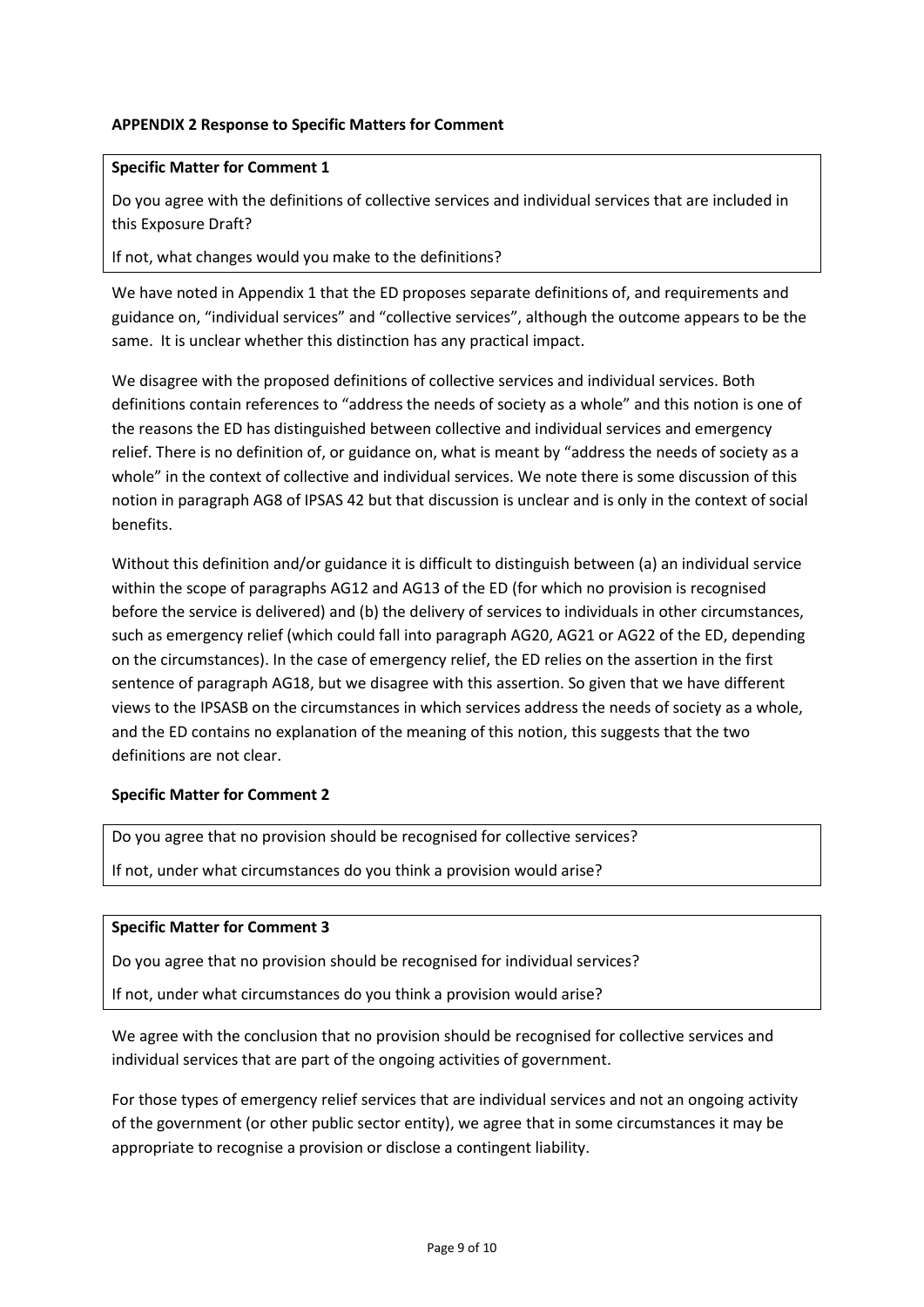**APPENDIX 2 Response to Specific Matters for Comment**

**Specific Matter for Comment 1**

Do you agree with the definitions of collective services and individual services that are included in this Exposure Draft?

If not, what changes would you make to the definitions?

We have noted in Appendix 1 that the ED proposes separate definitions of, and requirements and guidance on, "individual services" and "collective services", although the outcome appears to be the same. It is unclear whether this distinction has any practical impact.

We disagree with the proposed definitions of collective services and individual services. Both definitions contain references to "address the needs of society as a whole" and this notion is one of the reasons the ED has distinguished between collective and individual services and emergency relief. There is no definition of, or guidance on, what is meant by "address the needs of society as a whole" in the context of collective and individual services. We note there is some discussion of this notion in paragraph AG8 of IPSAS 42 but that discussion is unclear and is only in the context of social benefits.

Without this definition and/or guidance it is difficult to distinguish between (a) an individual service within the scope of paragraphs AG12 and AG13 of the ED (for which no provision is recognised before the service is delivered) and (b) the delivery of services to individuals in other circumstances, such as emergency relief (which could fall into paragraph AG20, AG21 or AG22 of the ED, depending on the circumstances). In the case of emergency relief, the ED relies on the assertion in the first sentence of paragraph AG18, but we disagree with this assertion. So given that we have different views to the IPSASB on the circumstances in which services address the needs of society as a whole, and the ED contains no explanation of the meaning of this notion, this suggests that the two definitions are not clear.

**Specific Matter for Comment 2**

Do you agree that no provision should be recognised for collective services?

If not, under what circumstances do you think a provision would arise?

**Specific Matter for Comment 3**

Do you agree that no provision should be recognised for individual services?

If not, under what circumstances do you think a provision would arise?

We agree with the conclusion that no provision should be recognised for collective services and individual services that are part of the ongoing activities of government.

For those types of emergency relief services that are individual services and not an ongoing activity of the government (or other public sector entity), we agree that in some circumstances it may be appropriate to recognise a provision or disclose a contingent liability.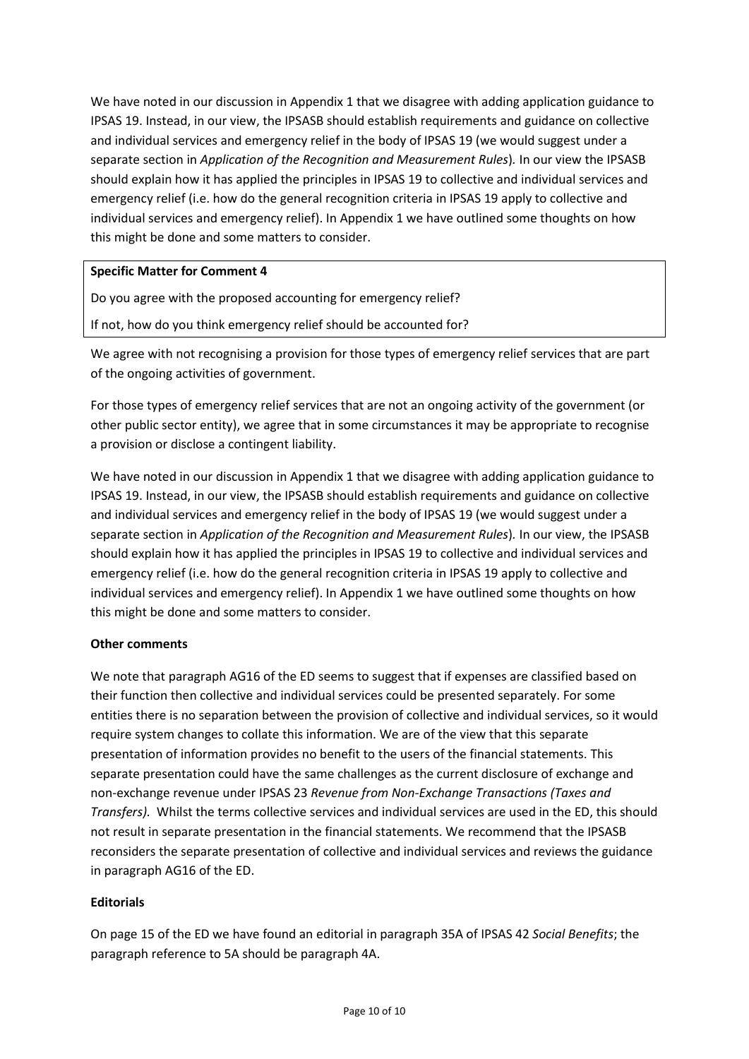We have noted in our discussion in Appendix 1 that we disagree with adding application guidance to IPSAS 19. Instead, in our view, the IPSASB should establish requirements and guidance on collective and individual services and emergency relief in the body of IPSAS 19 (we would suggest under a separate section in *Application of the Recognition and Measurement Rules*). In our view the IPSASB should explain how it has applied the principles in IPSAS 19 to collective and individual services and emergency relief (i.e. how do the general recognition criteria in IPSAS 19 apply to collective and individual services and emergency relief). In Appendix 1 we have outlined some thoughts on how this might be done and some matters to consider.

| **Specific Matter for Comment 4** |
|---|
| Do you agree with the proposed accounting for emergency relief? |
| If not, how do you think emergency relief should be accounted for? |

We agree with not recognising a provision for those types of emergency relief services that are part of the ongoing activities of government.

For those types of emergency relief services that are not an ongoing activity of the government (or other public sector entity), we agree that in some circumstances it may be appropriate to recognise a provision or disclose a contingent liability.

We have noted in our discussion in Appendix 1 that we disagree with adding application guidance to IPSAS 19. Instead, in our view, the IPSASB should establish requirements and guidance on collective and individual services and emergency relief in the body of IPSAS 19 (we would suggest under a separate section in *Application of the Recognition and Measurement Rules*). In our view, the IPSASB should explain how it has applied the principles in IPSAS 19 to collective and individual services and emergency relief (i.e. how do the general recognition criteria in IPSAS 19 apply to collective and individual services and emergency relief). In Appendix 1 we have outlined some thoughts on how this might be done and some matters to consider.

**Other comments**

We note that paragraph AG16 of the ED seems to suggest that if expenses are classified based on their function then collective and individual services could be presented separately. For some entities there is no separation between the provision of collective and individual services, so it would require system changes to collate this information. We are of the view that this separate presentation of information provides no benefit to the users of the financial statements. This separate presentation could have the same challenges as the current disclosure of exchange and non-exchange revenue under IPSAS 23 *Revenue from Non-Exchange Transactions (Taxes and Transfers).* Whilst the terms collective services and individual services are used in the ED, this should not result in separate presentation in the financial statements. We recommend that the IPSASB reconsiders the separate presentation of collective and individual services and reviews the guidance in paragraph AG16 of the ED.

**Editorials**

On page 15 of the ED we have found an editorial in paragraph 35A of IPSAS 42 *Social Benefits*; the paragraph reference to 5A should be paragraph 4A.